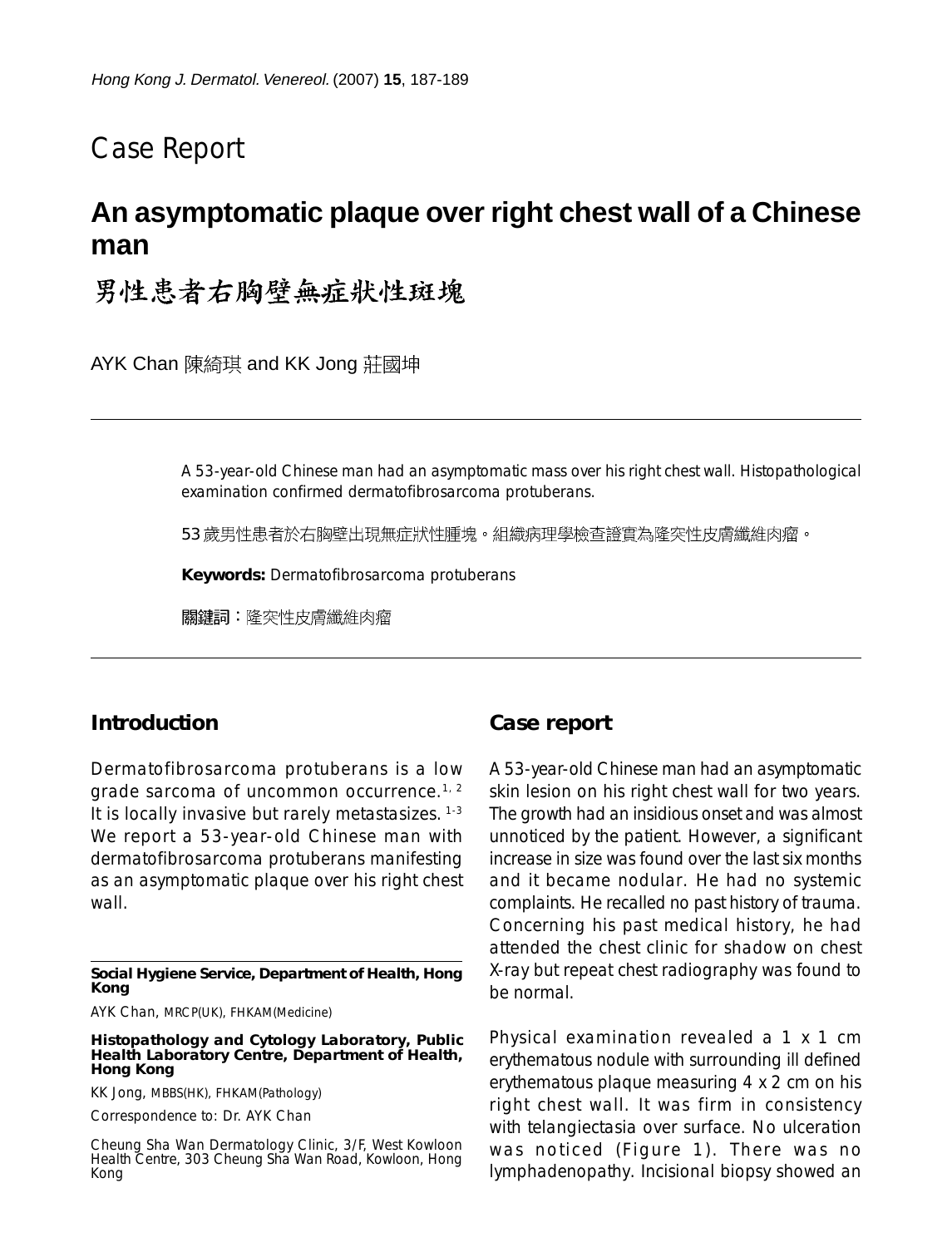Case Report

# An asymptomatic plaque over right chest wall of a Chinese man

# 男性患者右胸壁無症狀性斑塊

AYK Chan 陳綺琪 and KK Jong 莊國坤

A 53-year-old Chinese man had an asymptomatic mass over his right chest wall. Histopathological examination confirmed dermatofibrosarcoma protuberans.

53歲男性患者於右胸壁出現無症狀性腫塊。組織病理學檢查證實為隆突性皮膚纖維肉瘤。

**Keywords:** Dermatofibrosarcoma protuberans

**關鍵詞：**隆突性皮膚纖維肉瘤

## Introduction

Dermatofibrosarcoma protuberans is a low grade sarcoma of uncommon occurrence.[1,2] It is locally invasive but rarely metastasizes.[1-3] We report a 53-year-old Chinese man with dermatofibrosarcoma protuberans manifesting as an asymptomatic plaque over his right chest wall.

**Social Hygiene Service, Department of Health, Hong Kong**

AYK Chan, MRCP(UK), FHKAM(Medicine)

**Histopathology and Cytology Laboratory, Public Health Laboratory Centre, Department of Health, Hong Kong**

KK Jong, MBBS(HK), FHKAM(Pathology)

Correspondence to: Dr. AYK Chan

Cheung Sha Wan Dermatology Clinic, 3/F, West Kowloon Health Centre, 303 Cheung Sha Wan Road, Kowloon, Hong Kong

## Case report

A 53-year-old Chinese man had an asymptomatic skin lesion on his right chest wall for two years. The growth had an insidious onset and was almost unnoticed by the patient. However, a significant increase in size was found over the last six months and it became nodular. He had no systemic complaints. He recalled no past history of trauma. Concerning his past medical history, he had attended the chest clinic for shadow on chest X-ray but repeat chest radiography was found to be normal.

Physical examination revealed a 1 x 1 cm erythematous nodule with surrounding ill defined erythematous plaque measuring 4 x 2 cm on his right chest wall. It was firm in consistency with telangiectasia over surface. No ulceration was noticed (Figure 1). There was no lymphadenopathy. Incisional biopsy showed an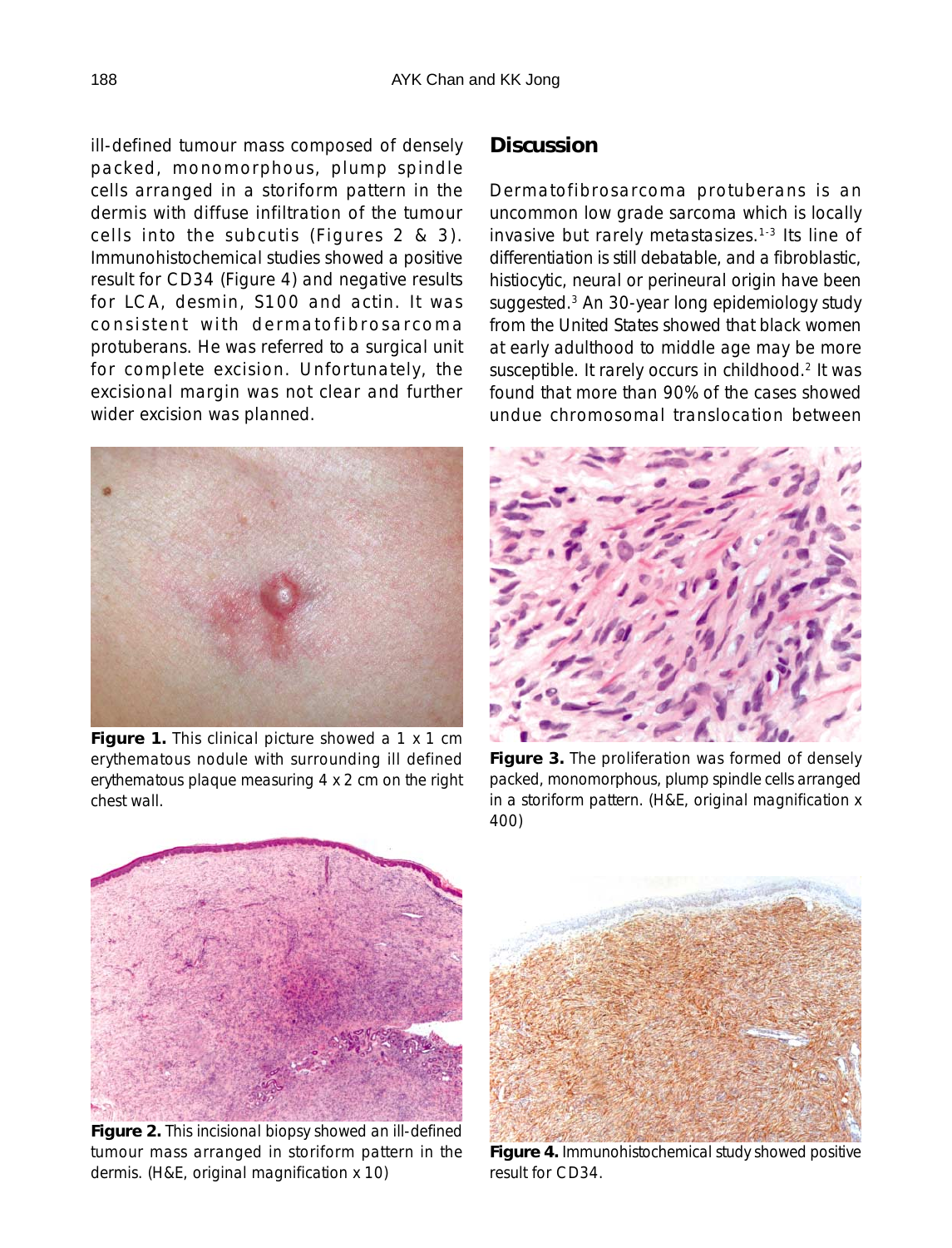ill-defined tumour mass composed of densely packed, monomorphous, plump spindle cells arranged in a storiform pattern in the dermis with diffuse infiltration of the tumour cells into the subcutis (Figures 2 & 3). Immunohistochemical studies showed a positive result for CD34 (Figure 4) and negative results for LCA, desmin, S100 and actin. It was consistent with dermatofibrosarcoma protuberans. He was referred to a surgical unit for complete excision. Unfortunately, the excisional margin was not clear and further wider excision was planned.

**Figure 1.** This clinical picture showed a 1 x 1 cm erythematous nodule with surrounding ill defined erythematous plaque measuring 4 x 2 cm on the right chest wall.

**Figure 2.** This incisional biopsy showed an ill-defined tumour mass arranged in storiform pattern in the dermis. (H&E, original magnification x 10)

## Discussion

Dermatofibrosarcoma protuberans is an uncommon low grade sarcoma which is locally invasive but rarely metastasizes.[1-3] Its line of differentiation is still debatable, and a fibroblastic, histiocytic, neural or perineural origin have been suggested.[3] An 30-year long epidemiology study from the United States showed that black women at early adulthood to middle age may be more susceptible. It rarely occurs in childhood.[2] It was found that more than 90% of the cases showed undue chromosomal translocation between

**Figure 3.** The proliferation was formed of densely packed, monomorphous, plump spindle cells arranged in a storiform pattern. (H&E, original magnification x 400)

**Figure 4.** Immunohistochemical study showed positive result for CD34.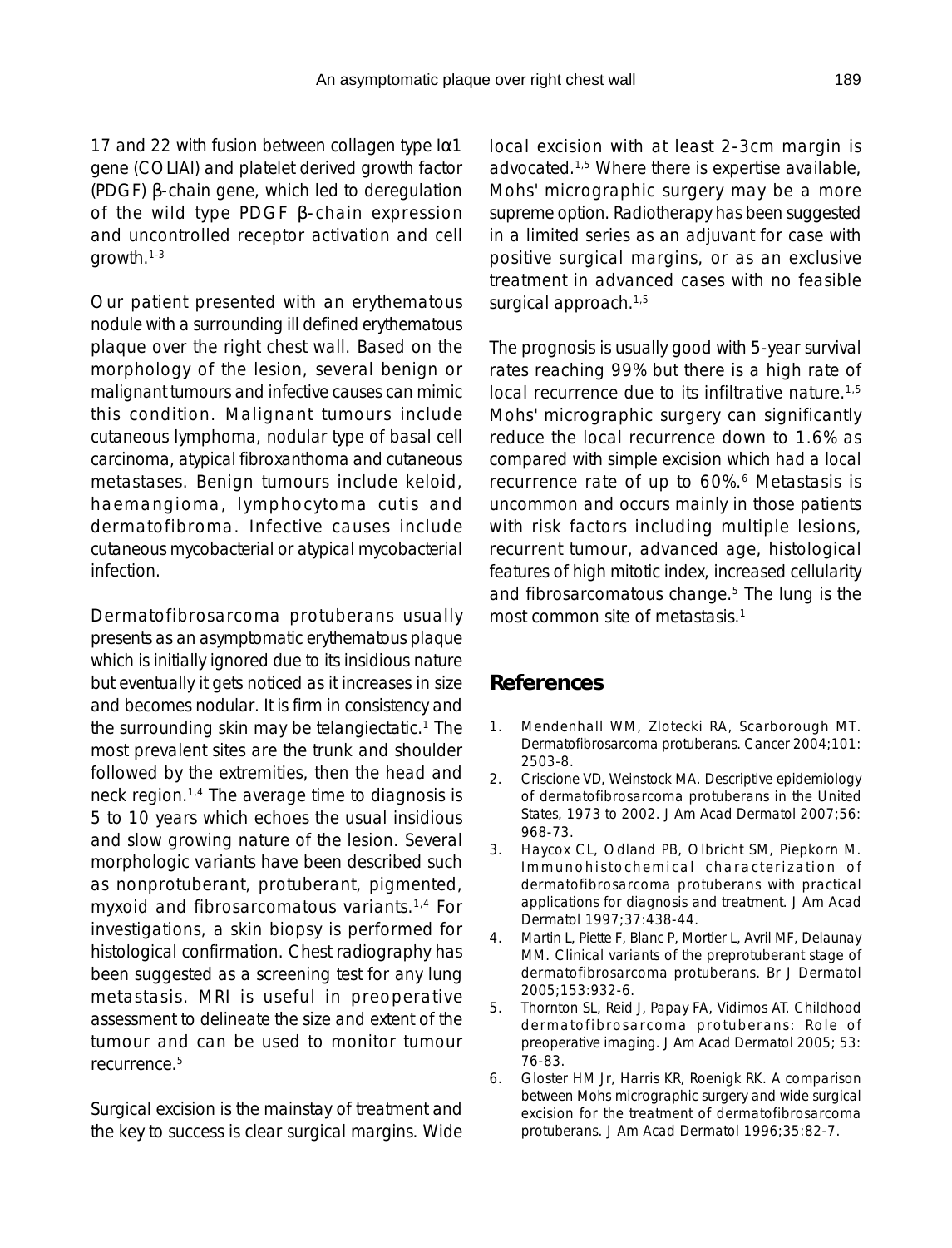17 and 22 with fusion between collagen type Iα1 gene (COLIAI) and platelet derived growth factor (PDGF) β-chain gene, which led to deregulation of the wild type PDGF β-chain expression and uncontrolled receptor activation and cell growth.[1-3]

Our patient presented with an erythematous nodule with a surrounding ill defined erythematous plaque over the right chest wall. Based on the morphology of the lesion, several benign or malignant tumours and infective causes can mimic this condition. Malignant tumours include cutaneous lymphoma, nodular type of basal cell carcinoma, atypical fibroxanthoma and cutaneous metastases. Benign tumours include keloid, haemangioma, lymphocytoma cutis and dermatofibroma. Infective causes include cutaneous mycobacterial or atypical mycobacterial infection.

Dermatofibrosarcoma protuberans usually presents as an asymptomatic erythematous plaque which is initially ignored due to its insidious nature but eventually it gets noticed as it increases in size and becomes nodular. It is firm in consistency and the surrounding skin may be telangiectatic.[1] The most prevalent sites are the trunk and shoulder followed by the extremities, then the head and neck region.[1,4] The average time to diagnosis is 5 to 10 years which echoes the usual insidious and slow growing nature of the lesion. Several morphologic variants have been described such as nonprotuberant, protuberant, pigmented, myxoid and fibrosarcomatous variants.[1,4] For investigations, a skin biopsy is performed for histological confirmation. Chest radiography has been suggested as a screening test for any lung metastasis. MRI is useful in preoperative assessment to delineate the size and extent of the tumour and can be used to monitor tumour recurrence.[5]

Surgical excision is the mainstay of treatment and the key to success is clear surgical margins. Wide local excision with at least 2-3cm margin is advocated.[1,5] Where there is expertise available, Mohs' micrographic surgery may be a more supreme option. Radiotherapy has been suggested in a limited series as an adjuvant for case with positive surgical margins, or as an exclusive treatment in advanced cases with no feasible surgical approach.[1,5]

The prognosis is usually good with 5-year survival rates reaching 99% but there is a high rate of local recurrence due to its infiltrative nature.[1,5] Mohs' micrographic surgery can significantly reduce the local recurrence down to 1.6% as compared with simple excision which had a local recurrence rate of up to 60%.[6] Metastasis is uncommon and occurs mainly in those patients with risk factors including multiple lesions, recurrent tumour, advanced age, histological features of high mitotic index, increased cellularity and fibrosarcomatous change.[5] The lung is the most common site of metastasis.[1]

## References

1. Mendenhall WM, Zlotecki RA, Scarborough MT. Dermatofibrosarcoma protuberans. Cancer 2004;101: 2503-8.
2. Criscione VD, Weinstock MA. Descriptive epidemiology of dermatofibrosarcoma protuberans in the United States, 1973 to 2002. J Am Acad Dermatol 2007;56: 968-73.
3. Haycox CL, Odland PB, Olbricht SM, Piepkorn M. Immunohistochemical characterization of dermatofibrosarcoma protuberans with practical applications for diagnosis and treatment. J Am Acad Dermatol 1997;37:438-44.
4. Martin L, Piette F, Blanc P, Mortier L, Avril MF, Delaunay MM. Clinical variants of the preprotuberant stage of dermatofibrosarcoma protuberans. Br J Dermatol 2005;153:932-6.
5. Thornton SL, Reid J, Papay FA, Vidimos AT. Childhood dermatofibrosarcoma protuberans: Role of preoperative imaging. J Am Acad Dermatol 2005; 53: 76-83.
6. Gloster HM Jr, Harris KR, Roenigk RK. A comparison between Mohs micrographic surgery and wide surgical excision for the treatment of dermatofibrosarcoma protuberans. J Am Acad Dermatol 1996;35:82-7.